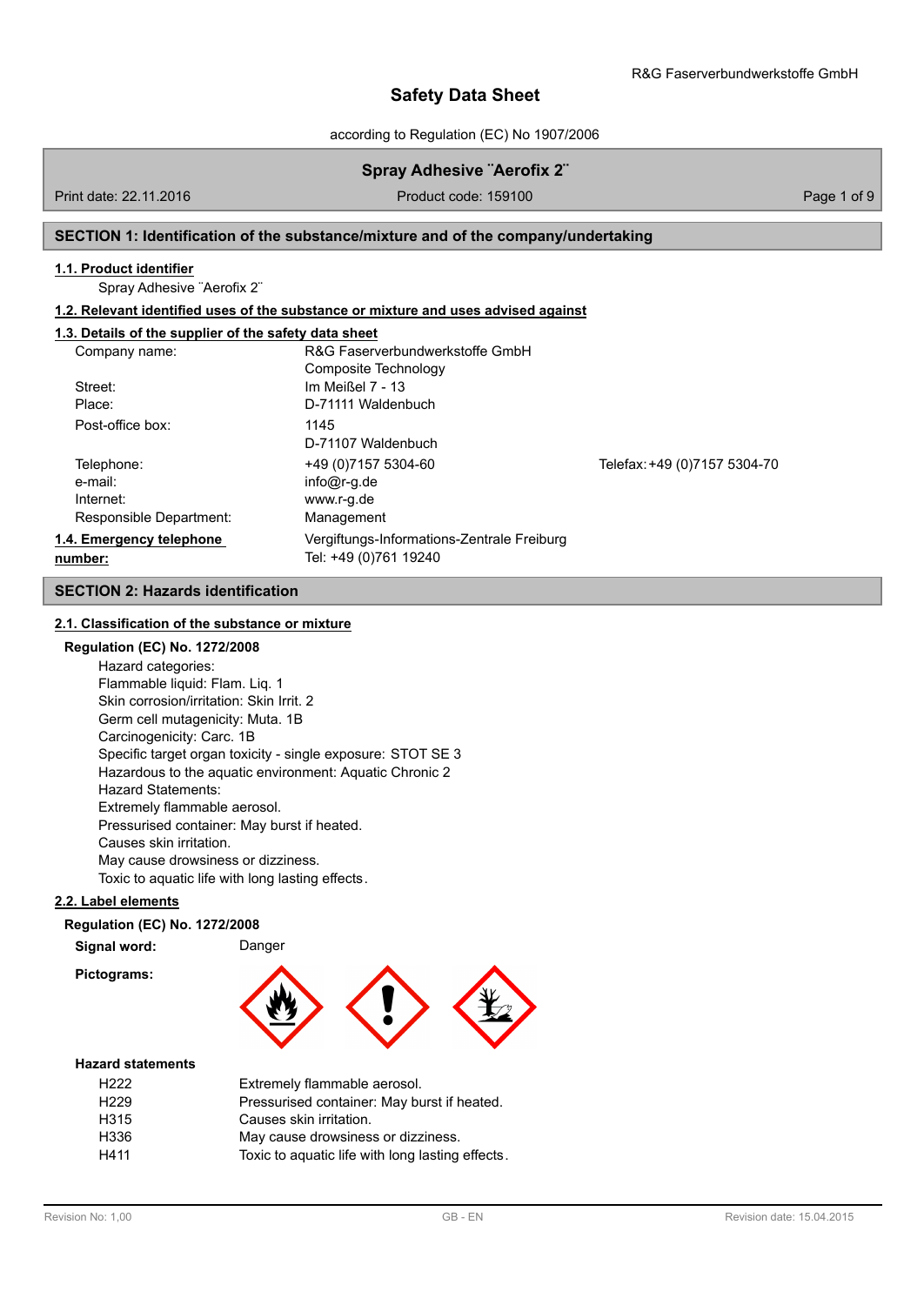# Safety Data Sheet

according to Regulation (EC) No 1907/2006

## Spray Adhesive ¨Aerofix 2¨

Print date: 22.11.2016 | Product code: 159100

## SECTION 1: Identification of the substance/mixture and of the company/undertaking

### 1.1. Product identifier

Spray Adhesive ¨Aerofix 2¨

### 1.2. Relevant identified uses of the substance or mixture and uses advised against

### 1.3. Details of the supplier of the safety data sheet

| | | |
|---|---|---|
| Company name: | R&G Faserverbundwerkstoffe GmbH<br>Composite Technology | |
| Street: | Im Meißel 7 - 13 | |
| Place: | D-71111 Waldenbuch | |
| Post-office box: | 1145<br>D-71107 Waldenbuch | |
| Telephone: | +49 (0)7157 5304-60 | Telefax: +49 (0)7157 5304-70 |
| e-mail: | info@r-g.de | |
| Internet: | www.r-g.de | |
| Responsible Department: | Management | |

**1.4. Emergency telephone number:** Vergiftungs-Informations-Zentrale Freiburg
Tel: +49 (0)761 19240

## SECTION 2: Hazards identification

### 2.1. Classification of the substance or mixture

**Regulation (EC) No. 1272/2008**

Hazard categories:
Flammable liquid: Flam. Liq. 1
Skin corrosion/irritation: Skin Irrit. 2
Germ cell mutagenicity: Muta. 1B
Carcinogenicity: Carc. 1B
Specific target organ toxicity - single exposure: STOT SE 3
Hazardous to the aquatic environment: Aquatic Chronic 2
Hazard Statements:
Extremely flammable aerosol.
Pressurised container: May burst if heated.
Causes skin irritation.
May cause drowsiness or dizziness.
Toxic to aquatic life with long lasting effects.

### 2.2. Label elements

**Regulation (EC) No. 1272/2008**

**Signal word:** Danger

**Pictograms:**

**Hazard statements**

| | |
|---|---|
| H222 | Extremely flammable aerosol. |
| H229 | Pressurised container: May burst if heated. |
| H315 | Causes skin irritation. |
| H336 | May cause drowsiness or dizziness. |
| H411 | Toxic to aquatic life with long lasting effects. |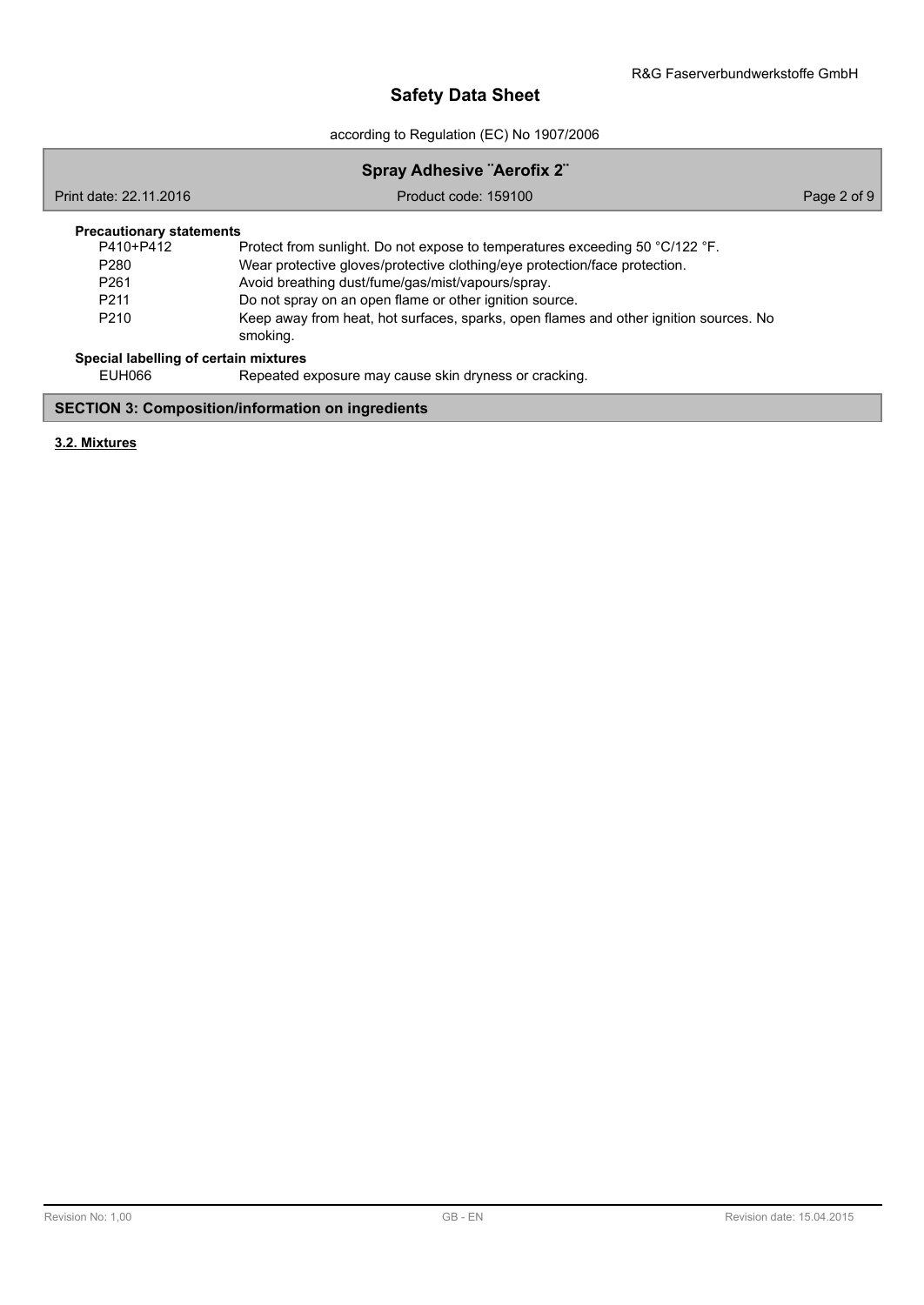**Precautionary statements**

| | |
|---|---|
| P410+P412 | Protect from sunlight. Do not expose to temperatures exceeding 50 °C/122 °F. |
| P280 | Wear protective gloves/protective clothing/eye protection/face protection. |
| P261 | Avoid breathing dust/fume/gas/mist/vapours/spray. |
| P211 | Do not spray on an open flame or other ignition source. |
| P210 | Keep away from heat, hot surfaces, sparks, open flames and other ignition sources. No smoking. |

**Special labelling of certain mixtures**

| | |
|---|---|
| EUH066 | Repeated exposure may cause skin dryness or cracking. |

## SECTION 3: Composition/information on ingredients

**3.2. Mixtures**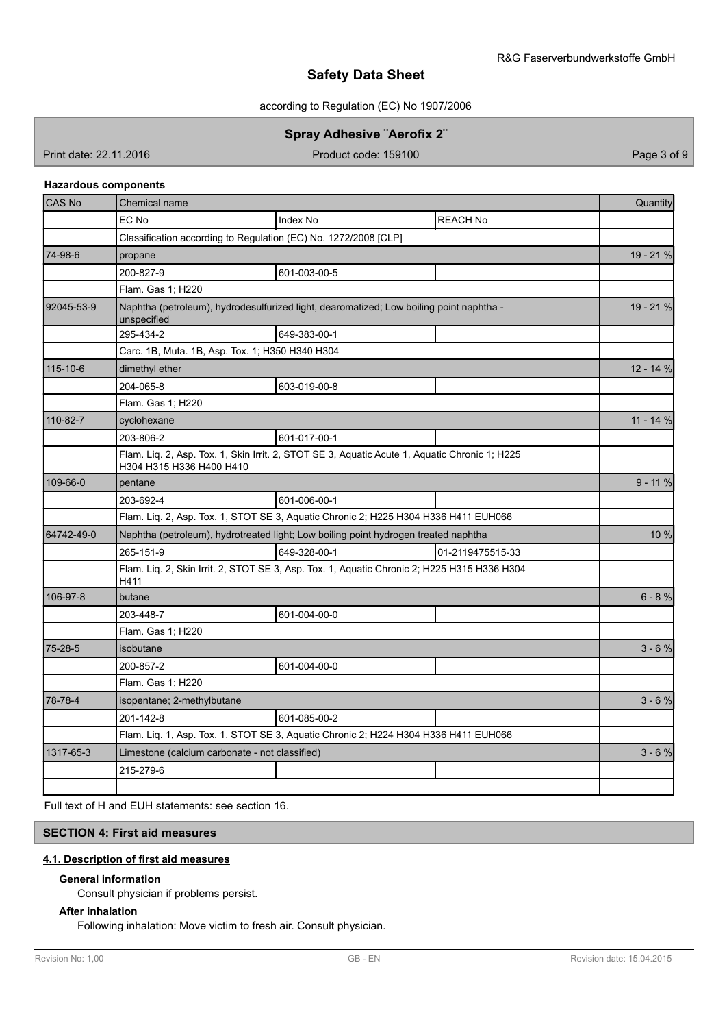### Hazardous components

| CAS No | Chemical name | | | Quantity |
|---|---|---|---|---|
| | EC No | Index No | REACH No | |
| | Classification according to Regulation (EC) No. 1272/2008 [CLP] | | | |
| 74-98-6 | propane | | | 19 - 21 % |
| | 200-827-9 | 601-003-00-5 | | |
| | Flam. Gas 1; H220 | | | |
| 92045-53-9 | Naphtha (petroleum), hydrodesulfurized light, dearomatized; Low boiling point naphtha - unspecified | | | 19 - 21 % |
| | 295-434-2 | 649-383-00-1 | | |
| | Carc. 1B, Muta. 1B, Asp. Tox. 1; H350 H340 H304 | | | |
| 115-10-6 | dimethyl ether | | | 12 - 14 % |
| | 204-065-8 | 603-019-00-8 | | |
| | Flam. Gas 1; H220 | | | |
| 110-82-7 | cyclohexane | | | 11 - 14 % |
| | 203-806-2 | 601-017-00-1 | | |
| | Flam. Liq. 2, Asp. Tox. 1, Skin Irrit. 2, STOT SE 3, Aquatic Acute 1, Aquatic Chronic 1; H225 H304 H315 H336 H400 H410 | | | |
| 109-66-0 | pentane | | | 9 - 11 % |
| | 203-692-4 | 601-006-00-1 | | |
| | Flam. Liq. 2, Asp. Tox. 1, STOT SE 3, Aquatic Chronic 2; H225 H304 H336 H411 EUH066 | | | |
| 64742-49-0 | Naphtha (petroleum), hydrotreated light; Low boiling point hydrogen treated naphtha | | | 10 % |
| | 265-151-9 | 649-328-00-1 | 01-2119475515-33 | |
| | Flam. Liq. 2, Skin Irrit. 2, STOT SE 3, Asp. Tox. 1, Aquatic Chronic 2; H225 H315 H336 H304 H411 | | | |
| 106-97-8 | butane | | | 6 - 8 % |
| | 203-448-7 | 601-004-00-0 | | |
| | Flam. Gas 1; H220 | | | |
| 75-28-5 | isobutane | | | 3 - 6 % |
| | 200-857-2 | 601-004-00-0 | | |
| | Flam. Gas 1; H220 | | | |
| 78-78-4 | isopentane; 2-methylbutane | | | 3 - 6 % |
| | 201-142-8 | 601-085-00-2 | | |
| | Flam. Liq. 1, Asp. Tox. 1, STOT SE 3, Aquatic Chronic 2; H224 H304 H336 H411 EUH066 | | | |
| 1317-65-3 | Limestone (calcium carbonate - not classified) | | | 3 - 6 % |
| | 215-279-6 | | | |

Full text of H and EUH statements: see section 16.

## SECTION 4: First aid measures

### 4.1. Description of first aid measures

**General information**

Consult physician if problems persist.

**After inhalation**

Following inhalation: Move victim to fresh air. Consult physician.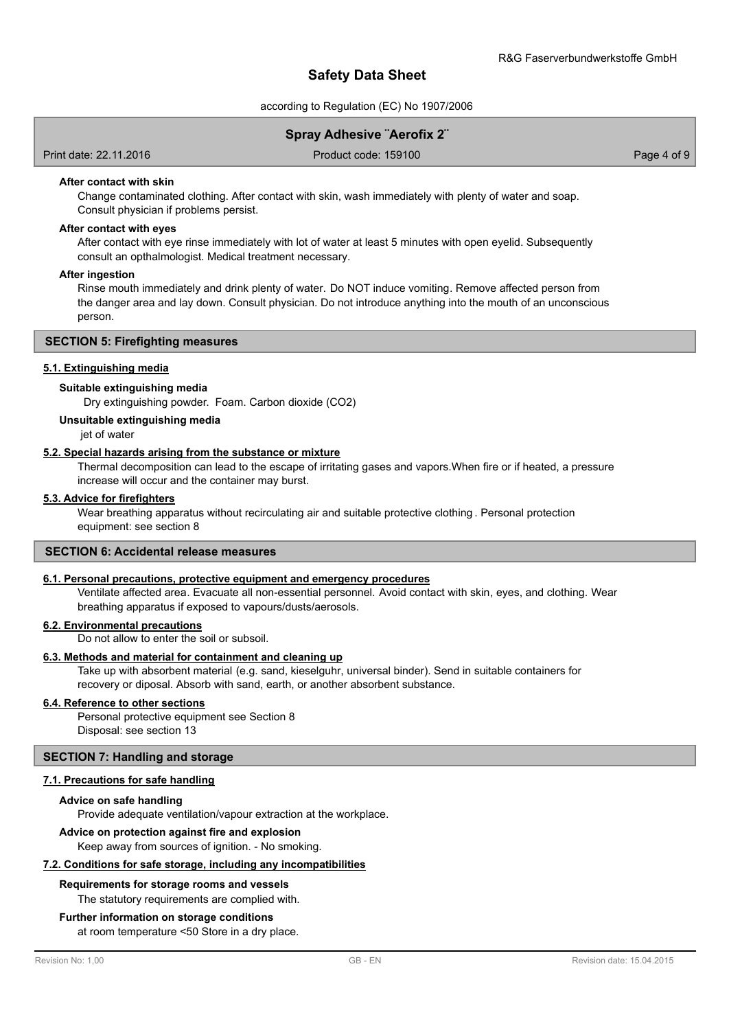#### After contact with skin

Change contaminated clothing. After contact with skin, wash immediately with plenty of water and soap. Consult physician if problems persist.

#### After contact with eyes

After contact with eye rinse immediately with lot of water at least 5 minutes with open eyelid. Subsequently consult an opthalmologist. Medical treatment necessary.

#### After ingestion

Rinse mouth immediately and drink plenty of water. Do NOT induce vomiting. Remove affected person from the danger area and lay down. Consult physician. Do not introduce anything into the mouth of an unconscious person.

## SECTION 5: Firefighting measures

### 5.1. Extinguishing media

#### Suitable extinguishing media

Dry extinguishing powder. Foam. Carbon dioxide ($CO_2$)

#### Unsuitable extinguishing media

jet of water

### 5.2. Special hazards arising from the substance or mixture

Thermal decomposition can lead to the escape of irritating gases and vapors.When fire or if heated, a pressure increase will occur and the container may burst.

### 5.3. Advice for firefighters

Wear breathing apparatus without recirculating air and suitable protective clothing . Personal protection equipment: see section 8

## SECTION 6: Accidental release measures

### 6.1. Personal precautions, protective equipment and emergency procedures

Ventilate affected area. Evacuate all non-essential personnel. Avoid contact with skin, eyes, and clothing. Wear breathing apparatus if exposed to vapours/dusts/aerosols.

### 6.2. Environmental precautions

Do not allow to enter the soil or subsoil.

### 6.3. Methods and material for containment and cleaning up

Take up with absorbent material (e.g. sand, kieselguhr, universal binder). Send in suitable containers for recovery or diposal. Absorb with sand, earth, or another absorbent substance.

### 6.4. Reference to other sections

Personal protective equipment see Section 8
Disposal: see section 13

## SECTION 7: Handling and storage

### 7.1. Precautions for safe handling

#### Advice on safe handling

Provide adequate ventilation/vapour extraction at the workplace.

#### Advice on protection against fire and explosion

Keep away from sources of ignition. - No smoking.

### 7.2. Conditions for safe storage, including any incompatibilities

#### Requirements for storage rooms and vessels

The statutory requirements are complied with.

#### Further information on storage conditions

at room temperature <50 Store in a dry place.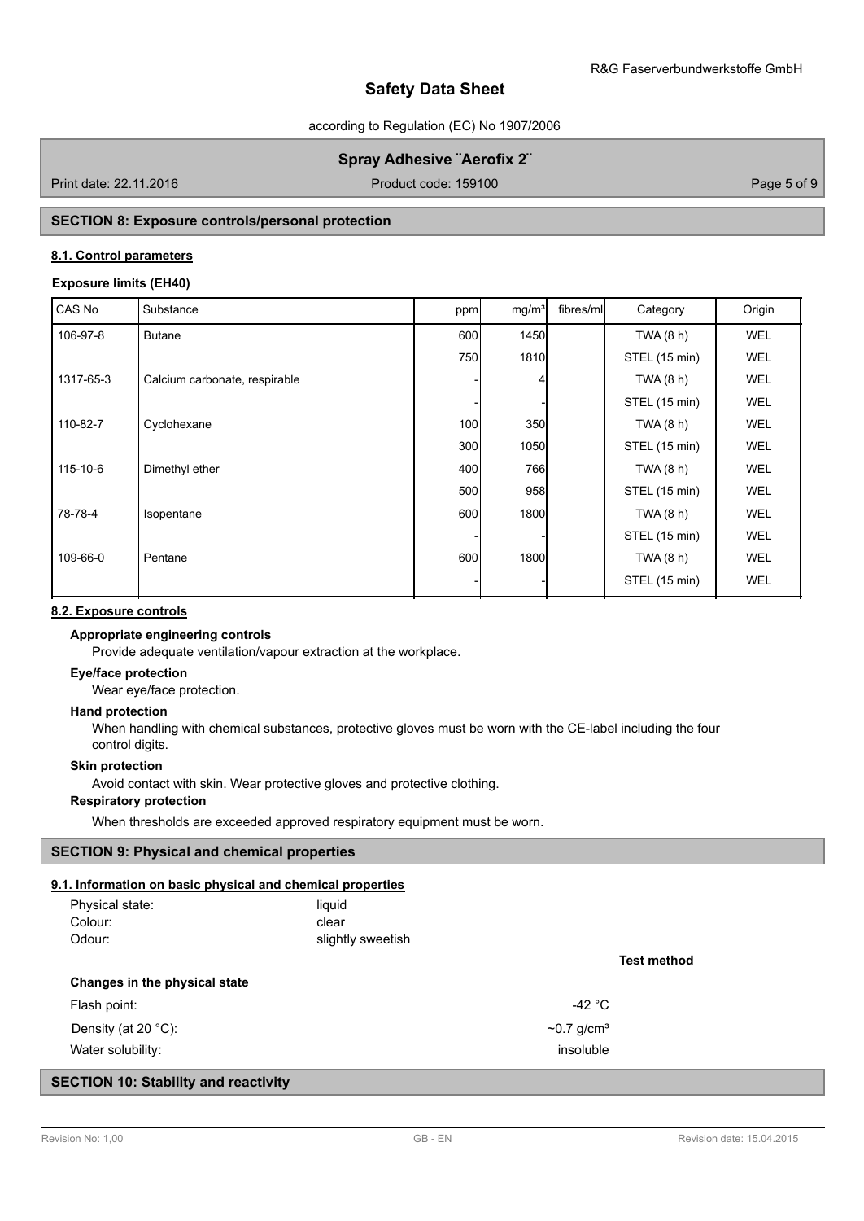## SECTION 8: Exposure controls/personal protection

### 8.1. Control parameters

**Exposure limits (EH40)**

| CAS No | Substance | ppm | mg/m³ | fibres/ml | Category | Origin |
|---|---|---|---|---|---|---|
| 106-97-8 | Butane | 600 | 1450 | | TWA (8 h) | WEL |
| | | 750 | 1810 | | STEL (15 min) | WEL |
| 1317-65-3 | Calcium carbonate, respirable | - | 4 | | TWA (8 h) | WEL |
| | | - | - | | STEL (15 min) | WEL |
| 110-82-7 | Cyclohexane | 100 | 350 | | TWA (8 h) | WEL |
| | | 300 | 1050 | | STEL (15 min) | WEL |
| 115-10-6 | Dimethyl ether | 400 | 766 | | TWA (8 h) | WEL |
| | | 500 | 958 | | STEL (15 min) | WEL |
| 78-78-4 | Isopentane | 600 | 1800 | | TWA (8 h) | WEL |
| | | - | - | | STEL (15 min) | WEL |
| 109-66-0 | Pentane | 600 | 1800 | | TWA (8 h) | WEL |
| | | - | - | | STEL (15 min) | WEL |

### 8.2. Exposure controls

**Appropriate engineering controls**

Provide adequate ventilation/vapour extraction at the workplace.

**Eye/face protection**

Wear eye/face protection.

**Hand protection**

When handling with chemical substances, protective gloves must be worn with the CE-label including the four control digits.

**Skin protection**

Avoid contact with skin. Wear protective gloves and protective clothing.

**Respiratory protection**

When thresholds are exceeded approved respiratory equipment must be worn.

## SECTION 9: Physical and chemical properties

### 9.1. Information on basic physical and chemical properties

| | | |
|---|---|---|
| Physical state: | liquid | |
| Colour: | clear | |
| Odour: | slightly sweetish | |
| | | **Test method** |
| **Changes in the physical state** | | |
| Flash point: | -42 °C | |
| Density (at 20 °C): | ~0.7 g/cm³ | |
| Water solubility: | insoluble | |

## SECTION 10: Stability and reactivity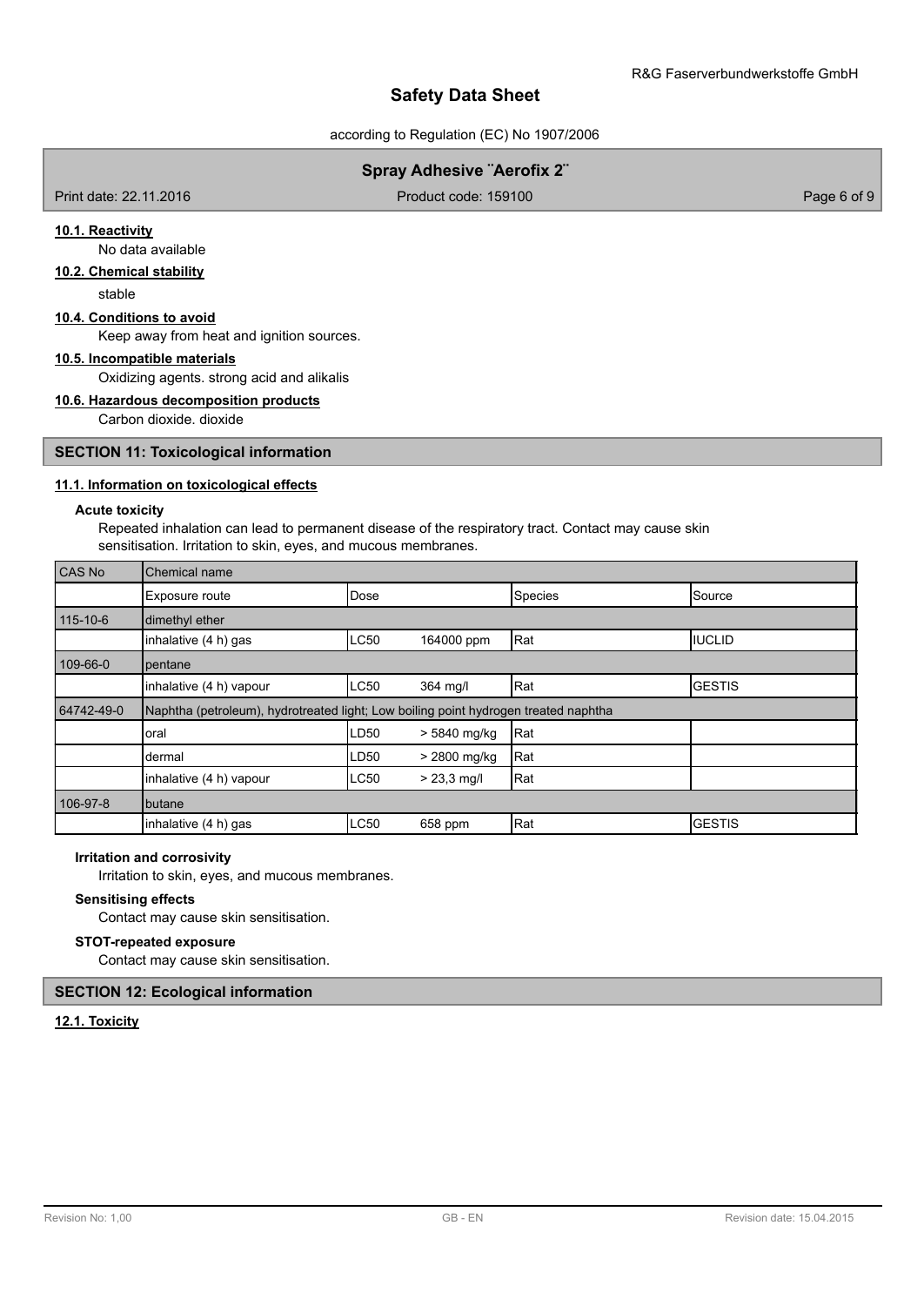#### 10.1. Reactivity

No data available

#### 10.2. Chemical stability

stable

#### 10.4. Conditions to avoid

Keep away from heat and ignition sources.

#### 10.5. Incompatible materials

Oxidizing agents. strong acid and alikalis

#### 10.6. Hazardous decomposition products

Carbon dioxide. dioxide

## SECTION 11: Toxicological information

#### 11.1. Information on toxicological effects

**Acute toxicity**

Repeated inhalation can lead to permanent disease of the respiratory tract. Contact may cause skin sensitisation. Irritation to skin, eyes, and mucous membranes.

| CAS No | Chemical name | | | | |
|---|---|---|---|---|---|
| | Exposure route | Dose | | Species | Source |
| 115-10-6 | dimethyl ether | | | | |
| | inhalative (4 h) gas | LC50 | 164000 ppm | Rat | IUCLID |
| 109-66-0 | pentane | | | | |
| | inhalative (4 h) vapour | LC50 | 364 mg/l | Rat | GESTIS |
| 64742-49-0 | Naphtha (petroleum), hydrotreated light; Low boiling point hydrogen treated naphtha | | | | |
| | oral | LD50 | > 5840 mg/kg | Rat | |
| | dermal | LD50 | > 2800 mg/kg | Rat | |
| | inhalative (4 h) vapour | LC50 | > 23,3 mg/l | Rat | |
| 106-97-8 | butane | | | | |
| | inhalative (4 h) gas | LC50 | 658 ppm | Rat | GESTIS |

**Irritation and corrosivity**

Irritation to skin, eyes, and mucous membranes.

**Sensitising effects**

Contact may cause skin sensitisation.

**STOT-repeated exposure**

Contact may cause skin sensitisation.

## SECTION 12: Ecological information

#### 12.1. Toxicity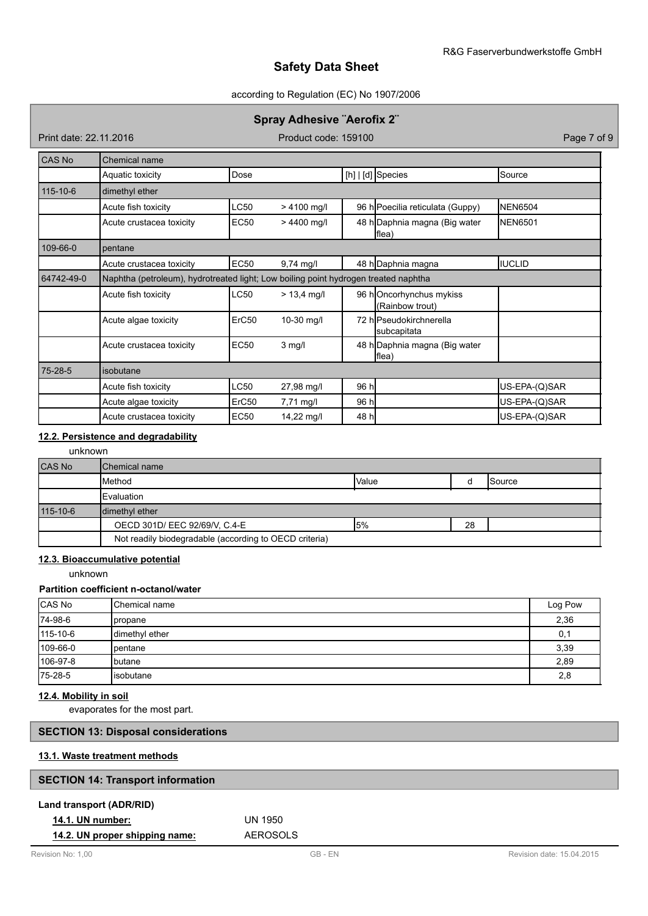| CAS No | Chemical name | | | | | |
|---|---|---|---|---|---|---|
| | Aquatic toxicity | Dose | | [h] \| [d] | Species | Source |
| 115-10-6 | dimethyl ether | | | | | |
| | Acute fish toxicity | LC50 | > 4100 mg/l | 96 h | Poecilia reticulata (Guppy) | NEN6504 |
| | Acute crustacea toxicity | EC50 | > 4400 mg/l | 48 h | Daphnia magna (Big water flea) | NEN6501 |
| 109-66-0 | pentane | | | | | |
| | Acute crustacea toxicity | EC50 | 9,74 mg/l | 48 h | Daphnia magna | IUCLID |
| 64742-49-0 | Naphtha (petroleum), hydrotreated light; Low boiling point hydrogen treated naphtha | | | | | |
| | Acute fish toxicity | LC50 | > 13,4 mg/l | 96 h | Oncorhynchus mykiss (Rainbow trout) | |
| | Acute algae toxicity | ErC50 | 10-30 mg/l | 72 h | Pseudokirchnerella subcapitata | |
| | Acute crustacea toxicity | EC50 | 3 mg/l | 48 h | Daphnia magna (Big water flea) | |
| 75-28-5 | isobutane | | | | | |
| | Acute fish toxicity | LC50 | 27,98 mg/l | 96 h | | US-EPA-(Q)SAR |
| | Acute algae toxicity | ErC50 | 7,71 mg/l | 96 h | | US-EPA-(Q)SAR |
| | Acute crustacea toxicity | EC50 | 14,22 mg/l | 48 h | | US-EPA-(Q)SAR |

### 12.2. Persistence and degradability

unknown

| CAS No | Chemical name | | | |
|---|---|---|---|---|
| | Method | Value | d | Source |
| | Evaluation | | | |
| 115-10-6 | dimethyl ether | | | |
| | OECD 301D/ EEC 92/69/V, C.4-E | 5% | 28 | |
| | Not readily biodegradable (according to OECD criteria) | | | |

### 12.3. Bioaccumulative potential

unknown

**Partition coefficient n-octanol/water**

| CAS No | Chemical name | Log Pow |
|---|---|---|
| 74-98-6 | propane | 2,36 |
| 115-10-6 | dimethyl ether | 0,1 |
| 109-66-0 | pentane | 3,39 |
| 106-97-8 | butane | 2,89 |
| 75-28-5 | isobutane | 2,8 |

### 12.4. Mobility in soil

evaporates for the most part.

## SECTION 13: Disposal considerations

### 13.1. Waste treatment methods

## SECTION 14: Transport information

**Land transport (ADR/RID)**

**14.1. UN number:** UN 1950

**14.2. UN proper shipping name:** AEROSOLS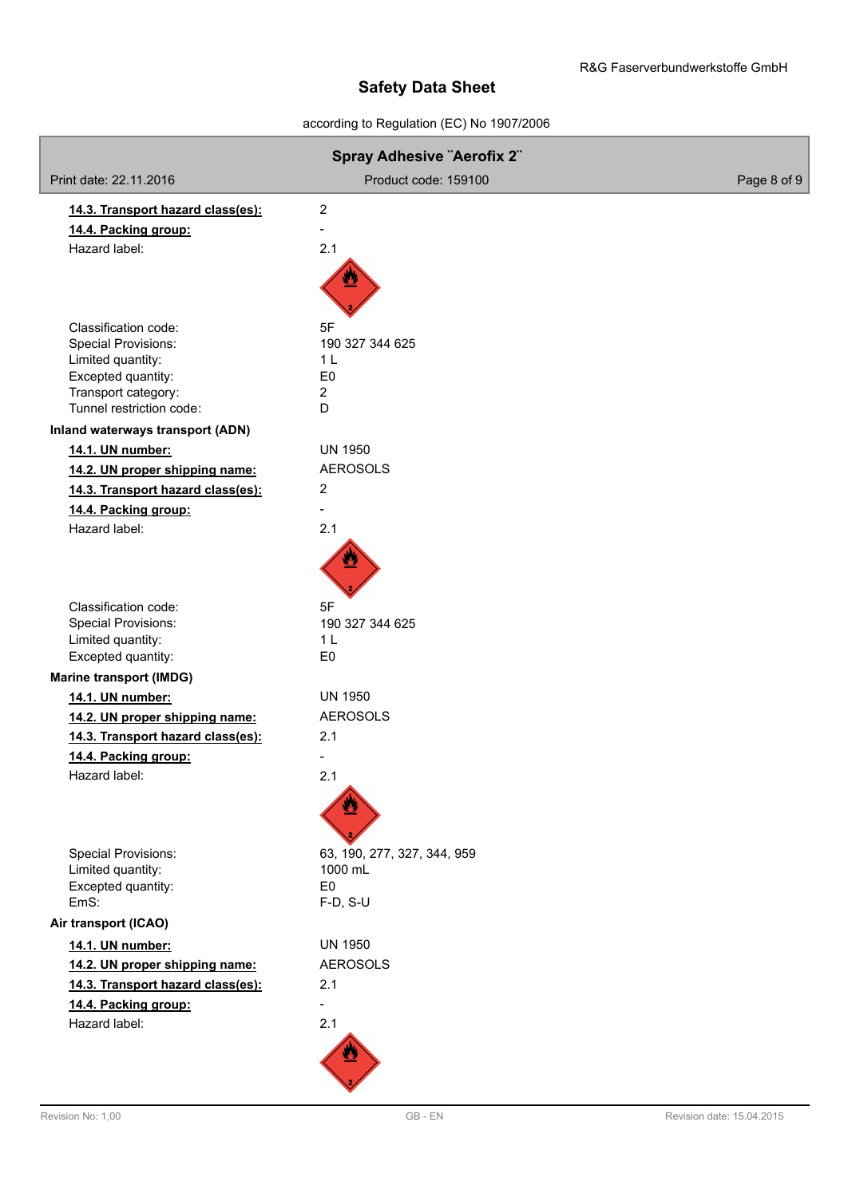**14.3. Transport hazard class(es):** 2

**14.4. Packing group:** -

Hazard label: 2.1

Classification code: 5F
Special Provisions: 190 327 344 625
Limited quantity: 1 L
Excepted quantity: E0
Transport category: 2
Tunnel restriction code: D

**Inland waterways transport (ADN)**

**14.1. UN number:** UN 1950

**14.2. UN proper shipping name:** AEROSOLS

**14.3. Transport hazard class(es):** 2

**14.4. Packing group:** -

Hazard label: 2.1

Classification code: 5F
Special Provisions: 190 327 344 625
Limited quantity: 1 L
Excepted quantity: E0

**Marine transport (IMDG)**

**14.1. UN number:** UN 1950

**14.2. UN proper shipping name:** AEROSOLS

**14.3. Transport hazard class(es):** 2.1

**14.4. Packing group:** -

Hazard label: 2.1

Special Provisions: 63, 190, 277, 327, 344, 959
Limited quantity: 1000 mL
Excepted quantity: E0
EmS: F-D, S-U

**Air transport (ICAO)**

**14.1. UN number:** UN 1950

**14.2. UN proper shipping name:** AEROSOLS

**14.3. Transport hazard class(es):** 2.1

**14.4. Packing group:** -

Hazard label: 2.1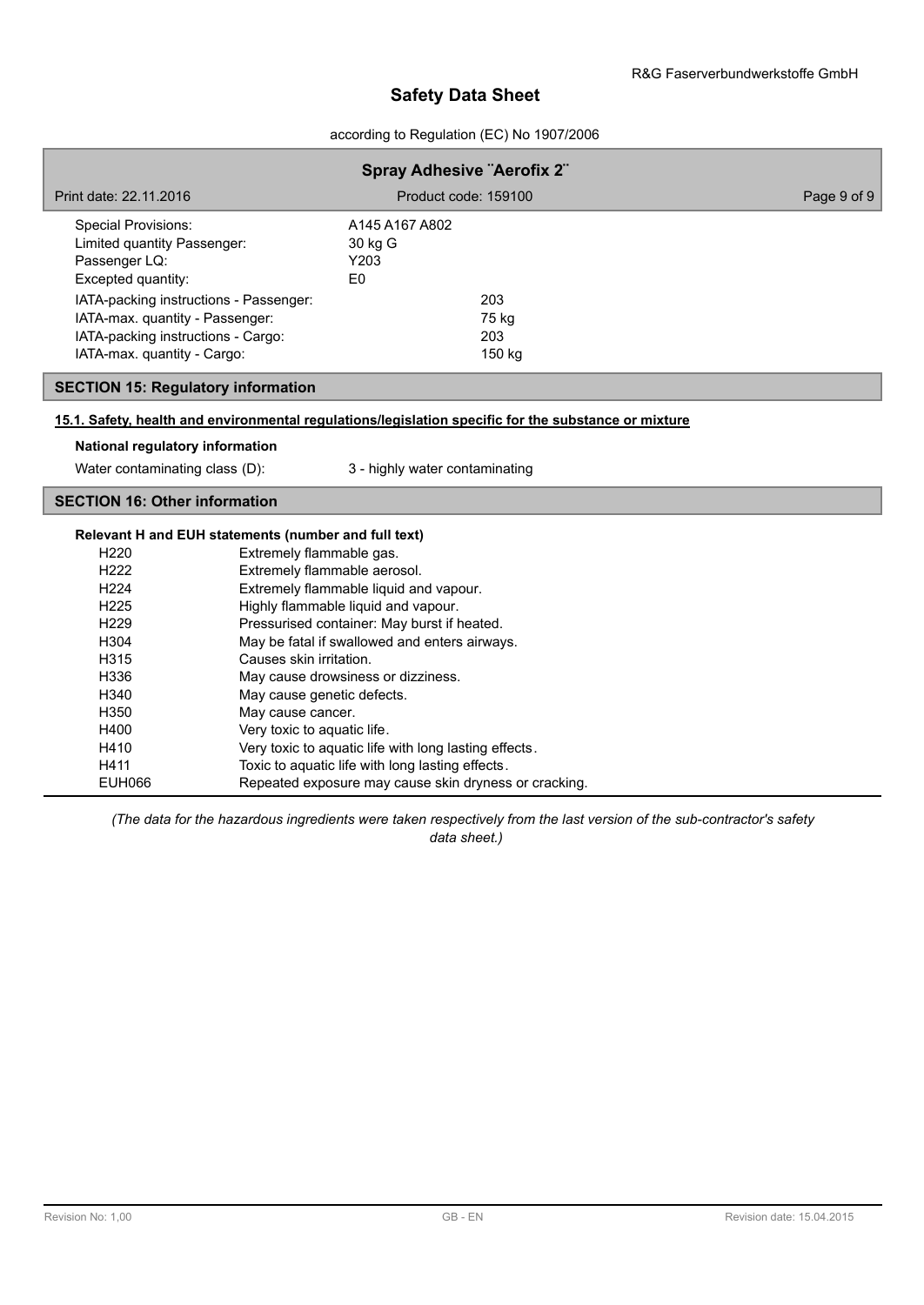| | |
|---|---|
| Special Provisions: | A145 A167 A802 |
| Limited quantity Passenger: | 30 kg G |
| Passenger LQ: | Y203 |
| Excepted quantity: | E0 |
| IATA-packing instructions - Passenger: | 203 |
| IATA-max. quantity - Passenger: | 75 kg |
| IATA-packing instructions - Cargo: | 203 |
| IATA-max. quantity - Cargo: | 150 kg |

## SECTION 15: Regulatory information

### 15.1. Safety, health and environmental regulations/legislation specific for the substance or mixture

**National regulatory information**

Water contaminating class (D): 3 - highly water contaminating

## SECTION 16: Other information

**Relevant H and EUH statements (number and full text)**

| | |
|---|---|
| H220 | Extremely flammable gas. |
| H222 | Extremely flammable aerosol. |
| H224 | Extremely flammable liquid and vapour. |
| H225 | Highly flammable liquid and vapour. |
| H229 | Pressurised container: May burst if heated. |
| H304 | May be fatal if swallowed and enters airways. |
| H315 | Causes skin irritation. |
| H336 | May cause drowsiness or dizziness. |
| H340 | May cause genetic defects. |
| H350 | May cause cancer. |
| H400 | Very toxic to aquatic life. |
| H410 | Very toxic to aquatic life with long lasting effects. |
| H411 | Toxic to aquatic life with long lasting effects. |
| EUH066 | Repeated exposure may cause skin dryness or cracking. |

*(The data for the hazardous ingredients were taken respectively from the last version of the sub-contractor's safety data sheet.)*